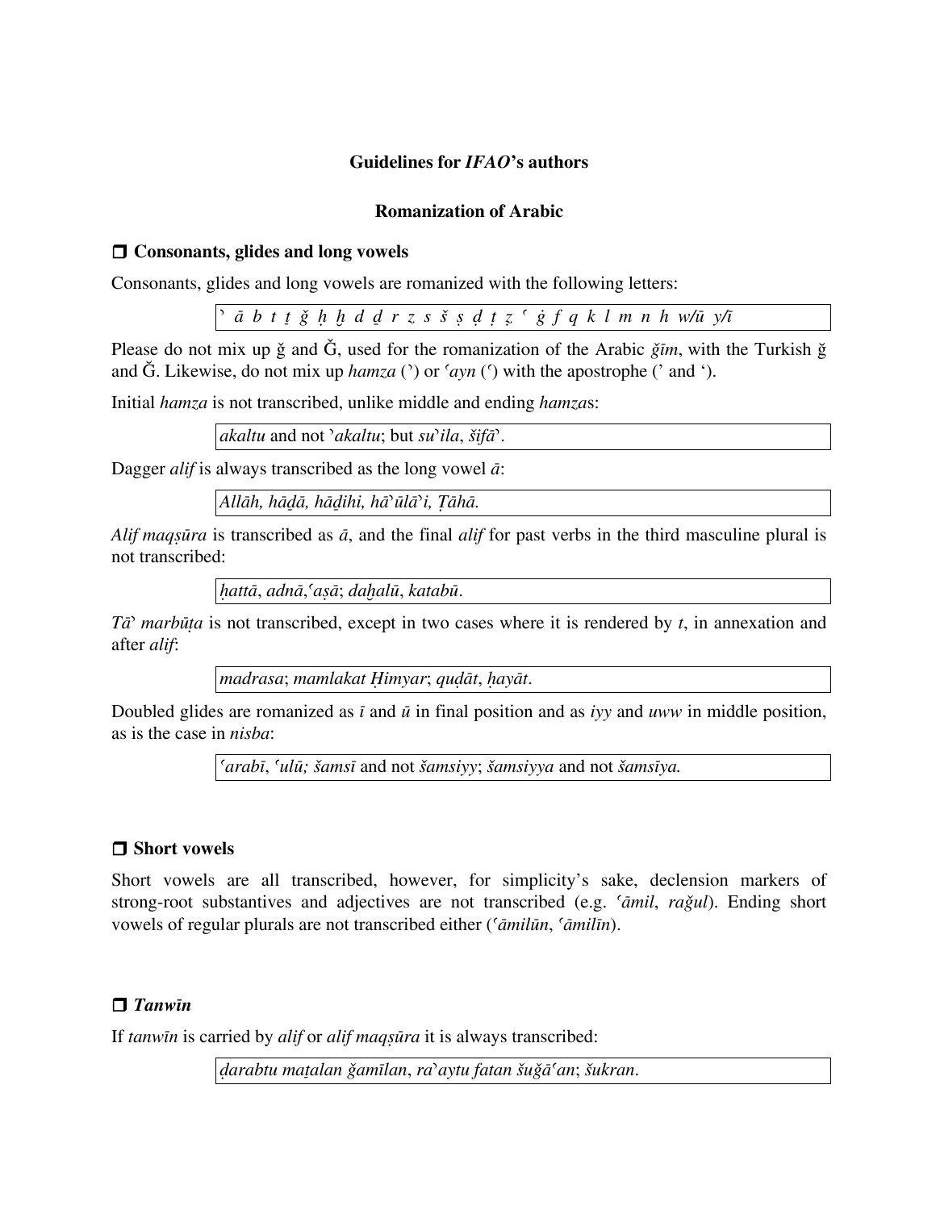**Guidelines for *IFAO*'s authors**

**Romanization of Arabic**

## ❒ Consonants, glides and long vowels

Consonants, glides and long vowels are romanized with the following letters:

> *ʾ ā b t ṯ ǧ ḥ ḫ d ḏ r z s š ṣ ḍ ṭ ẓ ʿ ġ f q k l m n h w/ū y/ī*

Please do not mix up ǧ and Ǧ, used for the romanization of the Arabic *ǧīm*, with the Turkish ğ and Ğ. Likewise, do not mix up *hamza* (ʾ) or *ʿayn* (ʿ) with the apostrophe (' and ').

Initial *hamza* is not transcribed, unlike middle and ending *hamza*s:

> *akaltu* and not *ʾakaltu*; but *suʾila*, *šifāʾ*.

Dagger *alif* is always transcribed as the long vowel *ā*:

> *Allāh, hāḏā, hāḏihi, hāʾulāʾi, Ṭāhā.*

*Alif maqṣūra* is transcribed as *ā*, and the final *alif* for past verbs in the third masculine plural is not transcribed:

> *ḥattā*, *adnā*,*ʿaṣā*; *daḫalū*, *katabū*.

*Tāʾ marbūṭa* is not transcribed, except in two cases where it is rendered by *t*, in annexation and after *alif*:

> *madrasa*; *mamlakat Ḥimyar*; *quḍāt*, *ḥayāt*.

Doubled glides are romanized as *ī* and *ū* in final position and as *iyy* and *uww* in middle position, as is the case in *nisba*:

> *ʿarabī*, *ʿulū; šamsī* and not *šamsiyy*; *šamsiyya* and not *šamsīya.*

## ❒ Short vowels

Short vowels are all transcribed, however, for simplicity's sake, declension markers of strong-root substantives and adjectives are not transcribed (e.g. *ʿāmil*, *raǧul*). Ending short vowels of regular plurals are not transcribed either (*ʿāmilūn*, *ʿāmilīn*).

## ❒ *Tanwīn*

If *tanwīn* is carried by *alif* or *alif maqṣūra* it is always transcribed:

> *ḍarabtu maṭalan ǧamīlan*, *raʾaytu fatan šuǧāʿan*; *šukran*.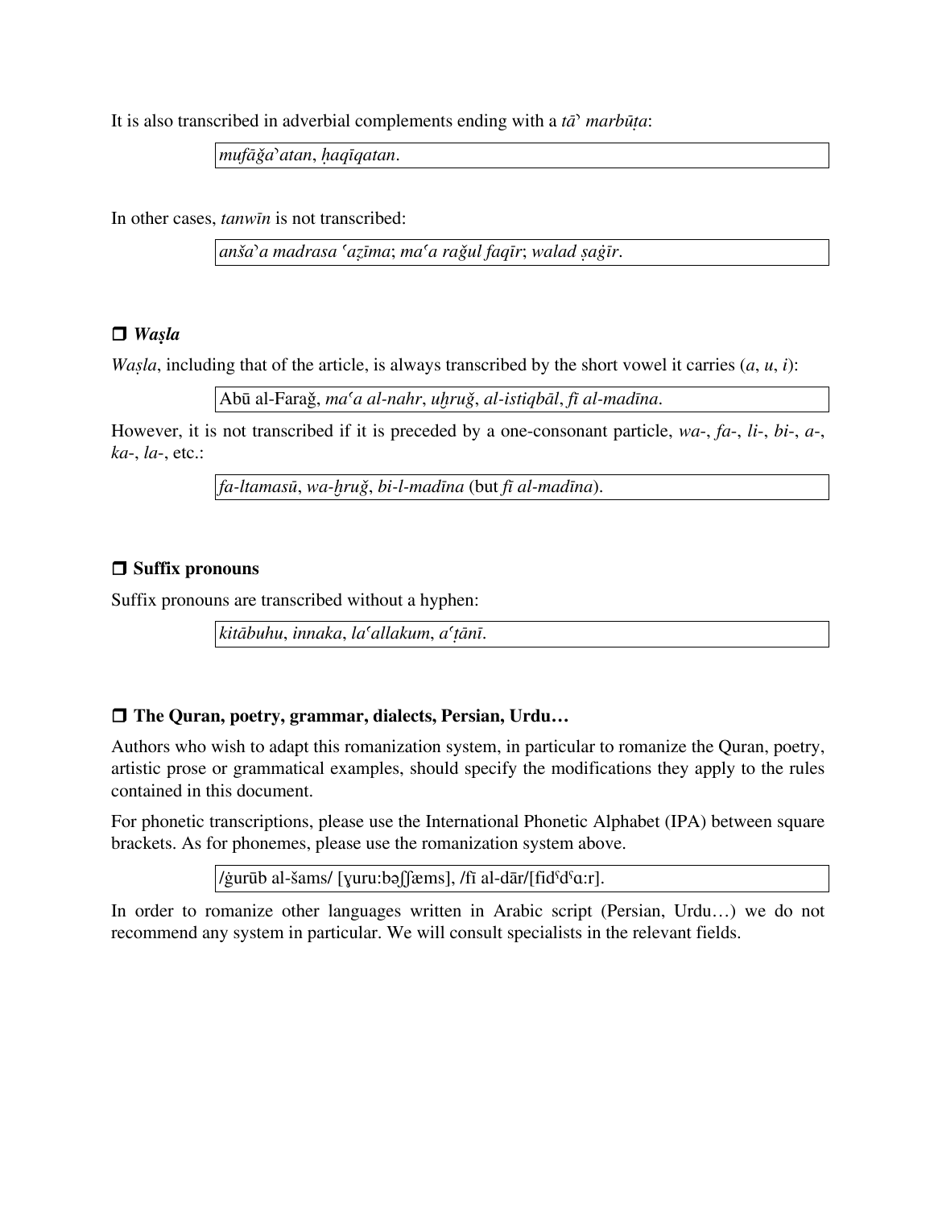It is also transcribed in adverbial complements ending with a *tāʾ marbūṭa*:

> *mufāǧaʾatan*, *ḥaqīqatan*.

In other cases, *tanwīn* is not transcribed:

> *anšaʾa madrasa ʿaẓīma*; *maʿa rağul faqīr*; *walad ṣaġīr*.

### ❒ *Waṣla*

*Waṣla*, including that of the article, is always transcribed by the short vowel it carries (*a*, *u*, *i*):

> Abū al-Farağ, *maʿa al-nahr*, *uḫruğ*, *al-istiqbāl*, *fī al-madīna*.

However, it is not transcribed if it is preceded by a one-consonant particle, *wa*-, *fa*-, *li*-, *bi*-, *a*-, *ka*-, *la*-, etc.:

> *fa-ltamasū*, *wa-ḫruğ*, *bi-l-madīna* (but *fī al-madīna*).

### ❒ Suffix pronouns

Suffix pronouns are transcribed without a hyphen:

> *kitābuhu*, *innaka*, *laʿallakum*, *aʿṭānī*.

### ❒ The Quran, poetry, grammar, dialects, Persian, Urdu…

Authors who wish to adapt this romanization system, in particular to romanize the Quran, poetry, artistic prose or grammatical examples, should specify the modifications they apply to the rules contained in this document.

For phonetic transcriptions, please use the International Phonetic Alphabet (IPA) between square brackets. As for phonemes, please use the romanization system above.

> /ġurūb al-šams/ [ɣuru:bəʃʃæms], /fī al-dār/[fidˤdˤɑ:r].

In order to romanize other languages written in Arabic script (Persian, Urdu…) we do not recommend any system in particular. We will consult specialists in the relevant fields.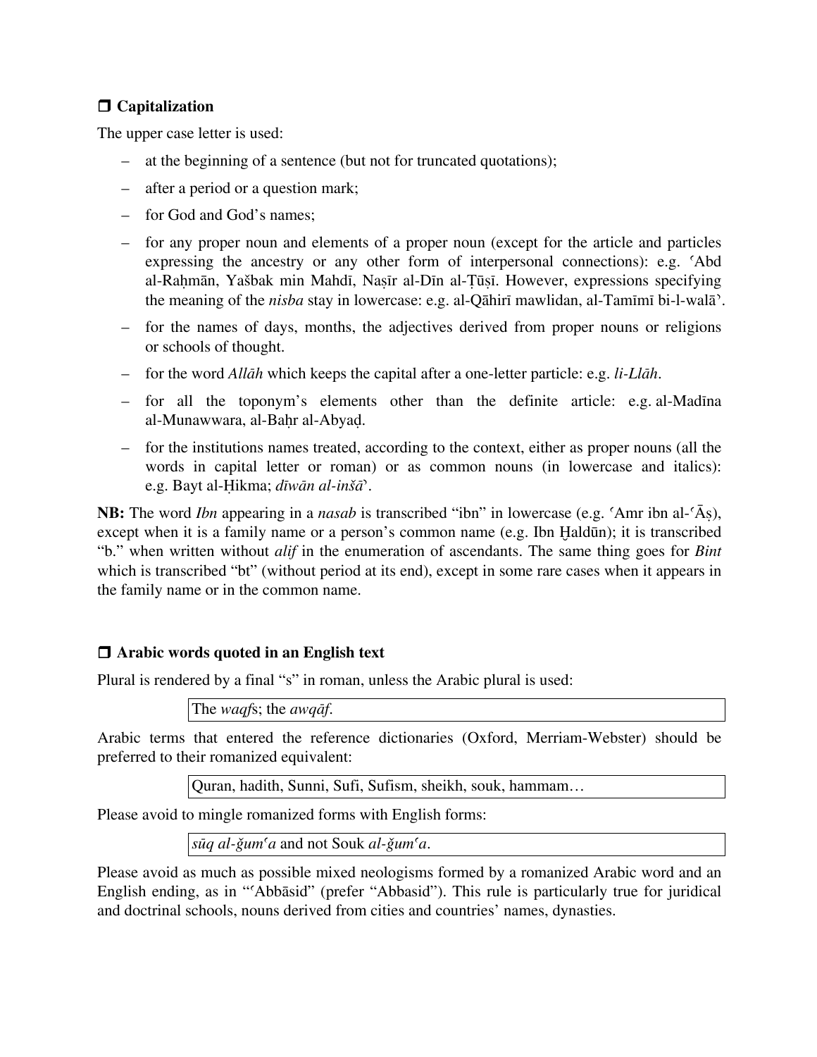## ❒ Capitalization

The upper case letter is used:

- at the beginning of a sentence (but not for truncated quotations);
- after a period or a question mark;
- for God and God's names;
- for any proper noun and elements of a proper noun (except for the article and particles expressing the ancestry or any other form of interpersonal connections): e.g. ʿAbd al-Raḥmān, Yašbak min Mahdī, Naṣīr al-Dīn al-Ṭūṣī. However, expressions specifying the meaning of the *nisba* stay in lowercase: e.g. al-Qāhirī mawlidan, al-Tamīmī bi-l-walāʾ.
- for the names of days, months, the adjectives derived from proper nouns or religions or schools of thought.
- for the word *Allāh* which keeps the capital after a one-letter particle: e.g. *li-Llāh*.
- for all the toponym's elements other than the definite article: e.g. al-Madīna al-Munawwara, al-Baḥr al-Abyaḍ.
- for the institutions names treated, according to the context, either as proper nouns (all the words in capital letter or roman) or as common nouns (in lowercase and italics): e.g. Bayt al-Ḥikma; *dīwān al-inšāʾ*.

**NB:** The word *Ibn* appearing in a *nasab* is transcribed "ibn" in lowercase (e.g. ʿAmr ibn al-ʿĀṣ), except when it is a family name or a person's common name (e.g. Ibn Ḫaldūn); it is transcribed "b." when written without *alif* in the enumeration of ascendants. The same thing goes for *Bint* which is transcribed "bt" (without period at its end), except in some rare cases when it appears in the family name or in the common name.

## ❒ Arabic words quoted in an English text

Plural is rendered by a final "s" in roman, unless the Arabic plural is used:

> The *waqf*s; the *awqāf*.

Arabic terms that entered the reference dictionaries (Oxford, Merriam-Webster) should be preferred to their romanized equivalent:

> Quran, hadith, Sunni, Sufi, Sufism, sheikh, souk, hammam…

Please avoid to mingle romanized forms with English forms:

> *sūq al-ǧumʿa* and not Souk *al-ǧumʿa*.

Please avoid as much as possible mixed neologisms formed by a romanized Arabic word and an English ending, as in "ʿAbbāsid" (prefer "Abbasid"). This rule is particularly true for juridical and doctrinal schools, nouns derived from cities and countries' names, dynasties.